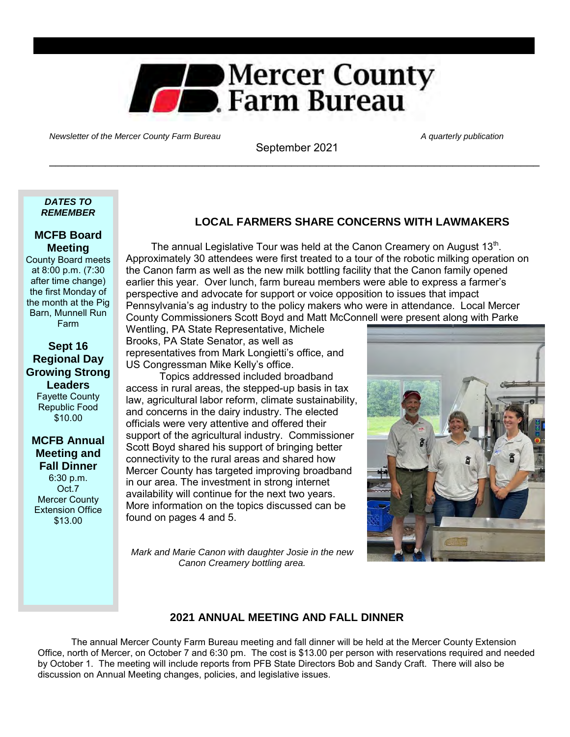# Mercer County Farm Bureau

*Newsletter of the Mercer County Farm Bureau* — *A quarterly publication*

September 2021

---

***DATES TO REMEMBER***

**MCFB Board Meeting**
County Board meets at 8:00 p.m. (7:30 after time change) the first Monday of the month at the Pig Barn, Munnell Run Farm

**Sept 16 Regional Day Growing Strong Leaders**
Fayette County
Republic Food
$10.00

**MCFB Annual Meeting and Fall Dinner**
6:30 p.m.
Oct.7
Mercer County Extension Office
$13.00

## LOCAL FARMERS SHARE CONCERNS WITH LAWMAKERS

The annual Legislative Tour was held at the Canon Creamery on August 13th. Approximately 30 attendees were first treated to a tour of the robotic milking operation on the Canon farm as well as the new milk bottling facility that the Canon family opened earlier this year. Over lunch, farm bureau members were able to express a farmer's perspective and advocate for support or voice opposition to issues that impact Pennsylvania's ag industry to the policy makers who were in attendance. Local Mercer County Commissioners Scott Boyd and Matt McConnell were present along with Parke Wentling, PA State Representative, Michele Brooks, PA State Senator, as well as representatives from Mark Longietti's office, and US Congressman Mike Kelly's office.

Topics addressed included broadband access in rural areas, the stepped-up basis in tax law, agricultural labor reform, climate sustainability, and concerns in the dairy industry. The elected officials were very attentive and offered their support of the agricultural industry. Commissioner Scott Boyd shared his support of bringing better connectivity to the rural areas and shared how Mercer County has targeted improving broadband in our area. The investment in strong internet availability will continue for the next two years. More information on the topics discussed can be found on pages 4 and 5.

*Mark and Marie Canon with daughter Josie in the new Canon Creamery bottling area.*

## 2021 ANNUAL MEETING AND FALL DINNER

The annual Mercer County Farm Bureau meeting and fall dinner will be held at the Mercer County Extension Office, north of Mercer, on October 7 and 6:30 pm. The cost is $13.00 per person with reservations required and needed by October 1. The meeting will include reports from PFB State Directors Bob and Sandy Craft. There will also be discussion on Annual Meeting changes, policies, and legislative issues.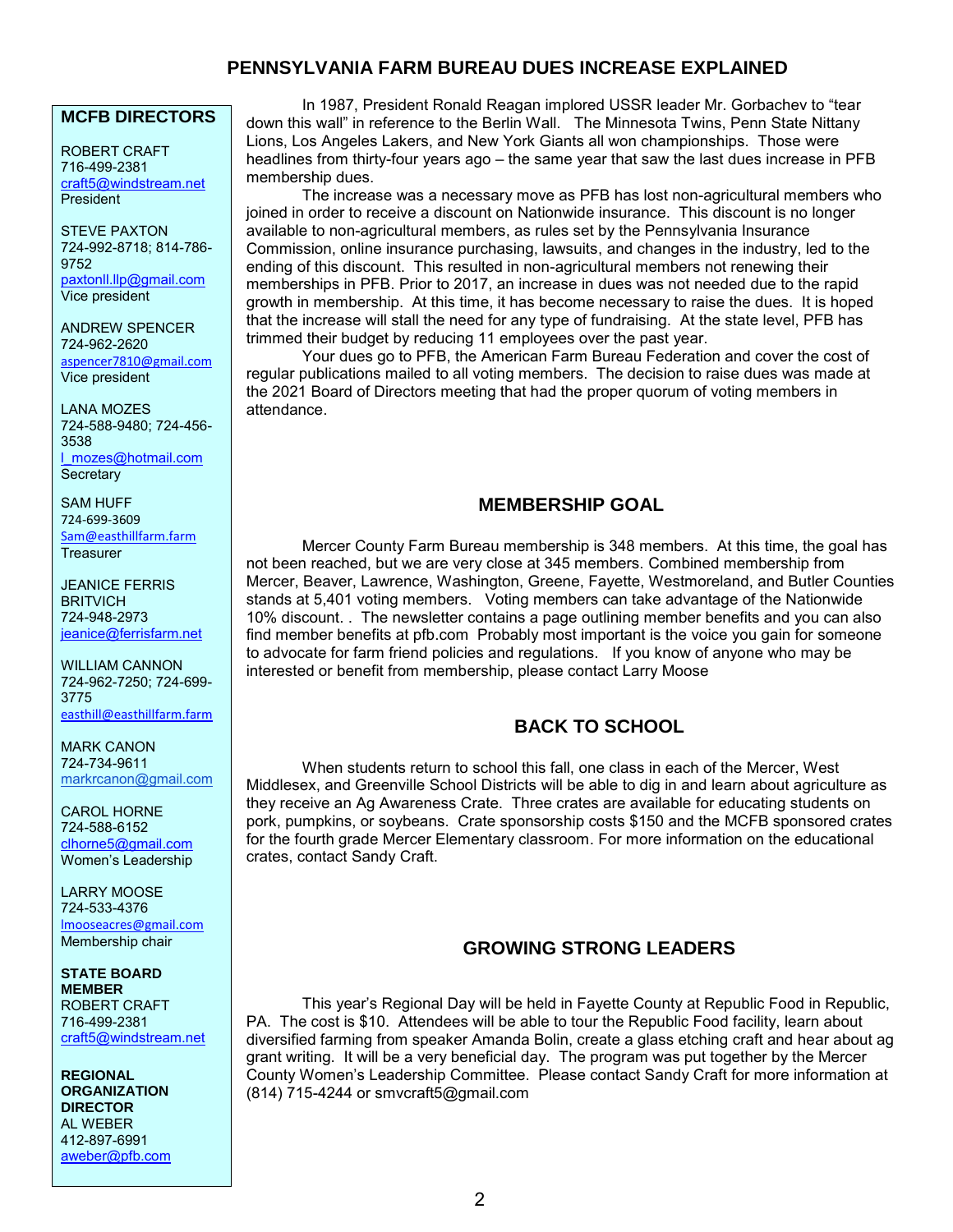# PENNSYLVANIA FARM BUREAU DUES INCREASE EXPLAINED

In 1987, President Ronald Reagan implored USSR leader Mr. Gorbachev to "tear down this wall" in reference to the Berlin Wall. The Minnesota Twins, Penn State Nittany Lions, Los Angeles Lakers, and New York Giants all won championships. Those were headlines from thirty-four years ago – the same year that saw the last dues increase in PFB membership dues.

The increase was a necessary move as PFB has lost non-agricultural members who joined in order to receive a discount on Nationwide insurance. This discount is no longer available to non-agricultural members, as rules set by the Pennsylvania Insurance Commission, online insurance purchasing, lawsuits, and changes in the industry, led to the ending of this discount. This resulted in non-agricultural members not renewing their memberships in PFB. Prior to 2017, an increase in dues was not needed due to the rapid growth in membership. At this time, it has become necessary to raise the dues. It is hoped that the increase will stall the need for any type of fundraising. At the state level, PFB has trimmed their budget by reducing 11 employees over the past year.

Your dues go to PFB, the American Farm Bureau Federation and cover the cost of regular publications mailed to all voting members. The decision to raise dues was made at the 2021 Board of Directors meeting that had the proper quorum of voting members in attendance.

## MEMBERSHIP GOAL

Mercer County Farm Bureau membership is 348 members. At this time, the goal has not been reached, but we are very close at 345 members. Combined membership from Mercer, Beaver, Lawrence, Washington, Greene, Fayette, Westmoreland, and Butler Counties stands at 5,401 voting members. Voting members can take advantage of the Nationwide 10% discount. . The newsletter contains a page outlining member benefits and you can also find member benefits at pfb.com Probably most important is the voice you gain for someone to advocate for farm friend policies and regulations. If you know of anyone who may be interested or benefit from membership, please contact Larry Moose

## BACK TO SCHOOL

When students return to school this fall, one class in each of the Mercer, West Middlesex, and Greenville School Districts will be able to dig in and learn about agriculture as they receive an Ag Awareness Crate. Three crates are available for educating students on pork, pumpkins, or soybeans. Crate sponsorship costs $150 and the MCFB sponsored crates for the fourth grade Mercer Elementary classroom. For more information on the educational crates, contact Sandy Craft.

## GROWING STRONG LEADERS

This year's Regional Day will be held in Fayette County at Republic Food in Republic, PA. The cost is $10. Attendees will be able to tour the Republic Food facility, learn about diversified farming from speaker Amanda Bolin, create a glass etching craft and hear about ag grant writing. It will be a very beneficial day. The program was put together by the Mercer County Women's Leadership Committee. Please contact Sandy Craft for more information at (814) 715-4244 or smvcraft5@gmail.com

---

## MCFB DIRECTORS

ROBERT CRAFT
716-499-2381
craft5@windstream.net
President

STEVE PAXTON
724-992-8718; 814-786-9752
paxtonll.llp@gmail.com
Vice president

ANDREW SPENCER
724-962-2620
aspencer7810@gmail.com
Vice president

LANA MOZES
724-588-9480; 724-456-3538
l_mozes@hotmail.com
Secretary

SAM HUFF
724-699-3609
Sam@easthillfarm.farm
Treasurer

JEANICE FERRIS BRITVICH
724-948-2973
jeanice@ferrisfarm.net

WILLIAM CANNON
724-962-7250; 724-699-3775
easthill@easthillfarm.farm

MARK CANON
724-734-9611
markrcanon@gmail.com

CAROL HORNE
724-588-6152
clhorne5@gmail.com
Women's Leadership

LARRY MOOSE
724-533-4376
lmooseacres@gmail.com
Membership chair

**STATE BOARD MEMBER**
ROBERT CRAFT
716-499-2381
craft5@windstream.net

**REGIONAL ORGANIZATION DIRECTOR**
AL WEBER
412-897-6991
aweber@pfb.com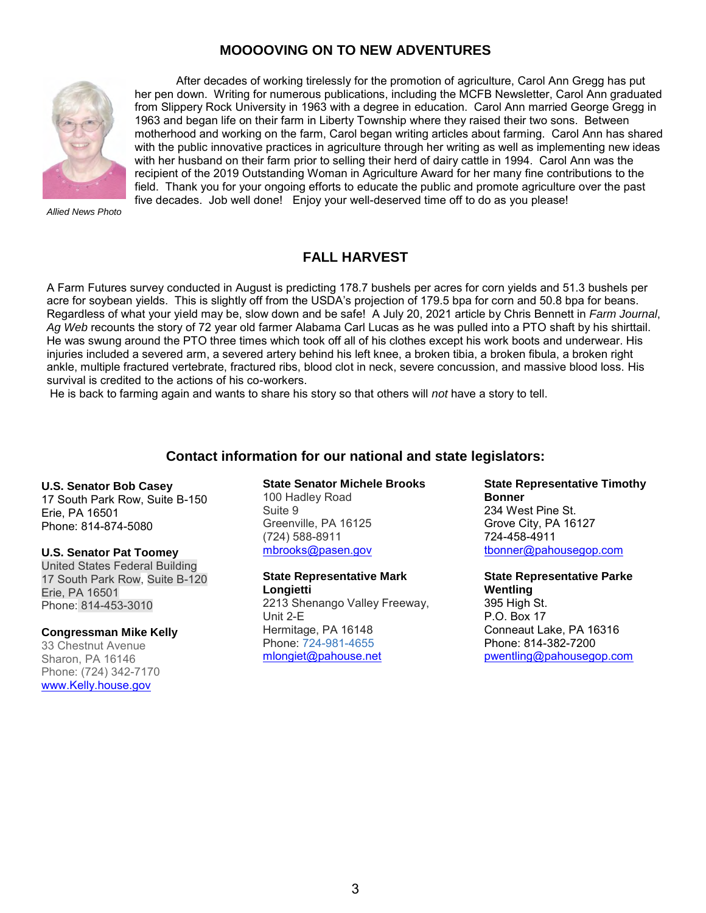## MOOOOVING ON TO NEW ADVENTURES

After decades of working tirelessly for the promotion of agriculture, Carol Ann Gregg has put her pen down. Writing for numerous publications, including the MCFB Newsletter, Carol Ann graduated from Slippery Rock University in 1963 with a degree in education. Carol Ann married George Gregg in 1963 and began life on their farm in Liberty Township where they raised their two sons. Between motherhood and working on the farm, Carol began writing articles about farming. Carol Ann has shared with the public innovative practices in agriculture through her writing as well as implementing new ideas with her husband on their farm prior to selling their herd of dairy cattle in 1994. Carol Ann was the recipient of the 2019 Outstanding Woman in Agriculture Award for her many fine contributions to the field. Thank you for your ongoing efforts to educate the public and promote agriculture over the past five decades. Job well done! Enjoy your well-deserved time off to do as you please!

*Allied News Photo*

## FALL HARVEST

A Farm Futures survey conducted in August is predicting 178.7 bushels per acres for corn yields and 51.3 bushels per acre for soybean yields. This is slightly off from the USDA's projection of 179.5 bpa for corn and 50.8 bpa for beans. Regardless of what your yield may be, slow down and be safe! A July 20, 2021 article by Chris Bennett in *Farm Journal*, *Ag Web* recounts the story of 72 year old farmer Alabama Carl Lucas as he was pulled into a PTO shaft by his shirttail. He was swung around the PTO three times which took off all of his clothes except his work boots and underwear. His injuries included a severed arm, a severed artery behind his left knee, a broken tibia, a broken fibula, a broken right ankle, multiple fractured vertebrate, fractured ribs, blood clot in neck, severe concussion, and massive blood loss. His survival is credited to the actions of his co-workers.

He is back to farming again and wants to share his story so that others will *not* have a story to tell.

## Contact information for our national and state legislators:

**U.S. Senator Bob Casey**
17 South Park Row, Suite B-150
Erie, PA 16501
Phone: 814-874-5080

**U.S. Senator Pat Toomey**
United States Federal Building
17 South Park Row, Suite B-120
Erie, PA 16501
Phone: 814-453-3010

**Congressman Mike Kelly**
33 Chestnut Avenue
Sharon, PA 16146
Phone: (724) 342-7170
www.Kelly.house.gov

**State Senator Michele Brooks**
100 Hadley Road
Suite 9
Greenville, PA 16125
(724) 588-8911
mbrooks@pasen.gov

**State Representative Mark Longietti**
2213 Shenango Valley Freeway, Unit 2-E
Hermitage, PA 16148
Phone: 724-981-4655
mlongiet@pahouse.net

**State Representative Timothy Bonner**
234 West Pine St.
Grove City, PA 16127
724-458-4911
tbonner@pahousegop.com

**State Representative Parke Wentling**
395 High St.
P.O. Box 17
Conneaut Lake, PA 16316
Phone: 814-382-7200
pwentling@pahousegop.com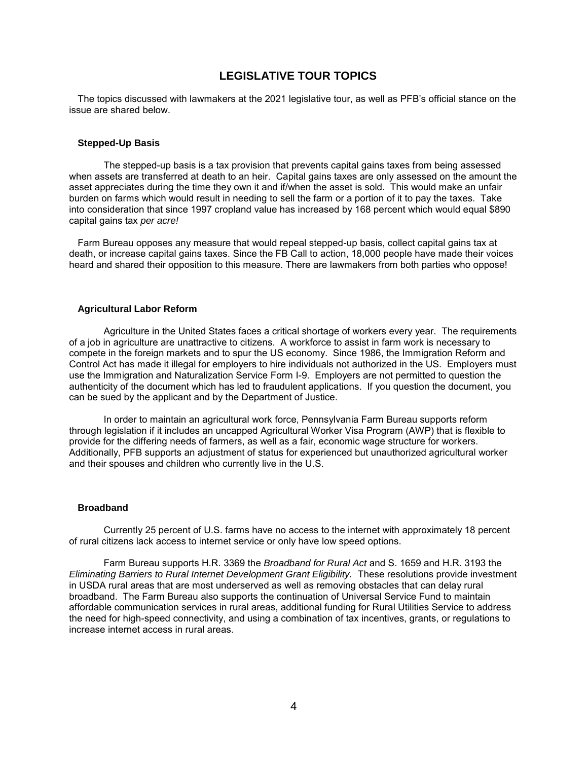# LEGISLATIVE TOUR TOPICS

The topics discussed with lawmakers at the 2021 legislative tour, as well as PFB's official stance on the issue are shared below.

### Stepped-Up Basis

The stepped-up basis is a tax provision that prevents capital gains taxes from being assessed when assets are transferred at death to an heir. Capital gains taxes are only assessed on the amount the asset appreciates during the time they own it and if/when the asset is sold. This would make an unfair burden on farms which would result in needing to sell the farm or a portion of it to pay the taxes. Take into consideration that since 1997 cropland value has increased by 168 percent which would equal $890 capital gains tax *per acre!*

Farm Bureau opposes any measure that would repeal stepped-up basis, collect capital gains tax at death, or increase capital gains taxes. Since the FB Call to action, 18,000 people have made their voices heard and shared their opposition to this measure. There are lawmakers from both parties who oppose!

### Agricultural Labor Reform

Agriculture in the United States faces a critical shortage of workers every year. The requirements of a job in agriculture are unattractive to citizens. A workforce to assist in farm work is necessary to compete in the foreign markets and to spur the US economy. Since 1986, the Immigration Reform and Control Act has made it illegal for employers to hire individuals not authorized in the US. Employers must use the Immigration and Naturalization Service Form I-9. Employers are not permitted to question the authenticity of the document which has led to fraudulent applications. If you question the document, you can be sued by the applicant and by the Department of Justice.

In order to maintain an agricultural work force, Pennsylvania Farm Bureau supports reform through legislation if it includes an uncapped Agricultural Worker Visa Program (AWP) that is flexible to provide for the differing needs of farmers, as well as a fair, economic wage structure for workers. Additionally, PFB supports an adjustment of status for experienced but unauthorized agricultural worker and their spouses and children who currently live in the U.S.

### Broadband

Currently 25 percent of U.S. farms have no access to the internet with approximately 18 percent of rural citizens lack access to internet service or only have low speed options.

Farm Bureau supports H.R. 3369 the *Broadband for Rural Act* and S. 1659 and H.R. 3193 the *Eliminating Barriers to Rural Internet Development Grant Eligibility.* These resolutions provide investment in USDA rural areas that are most underserved as well as removing obstacles that can delay rural broadband. The Farm Bureau also supports the continuation of Universal Service Fund to maintain affordable communication services in rural areas, additional funding for Rural Utilities Service to address the need for high-speed connectivity, and using a combination of tax incentives, grants, or regulations to increase internet access in rural areas.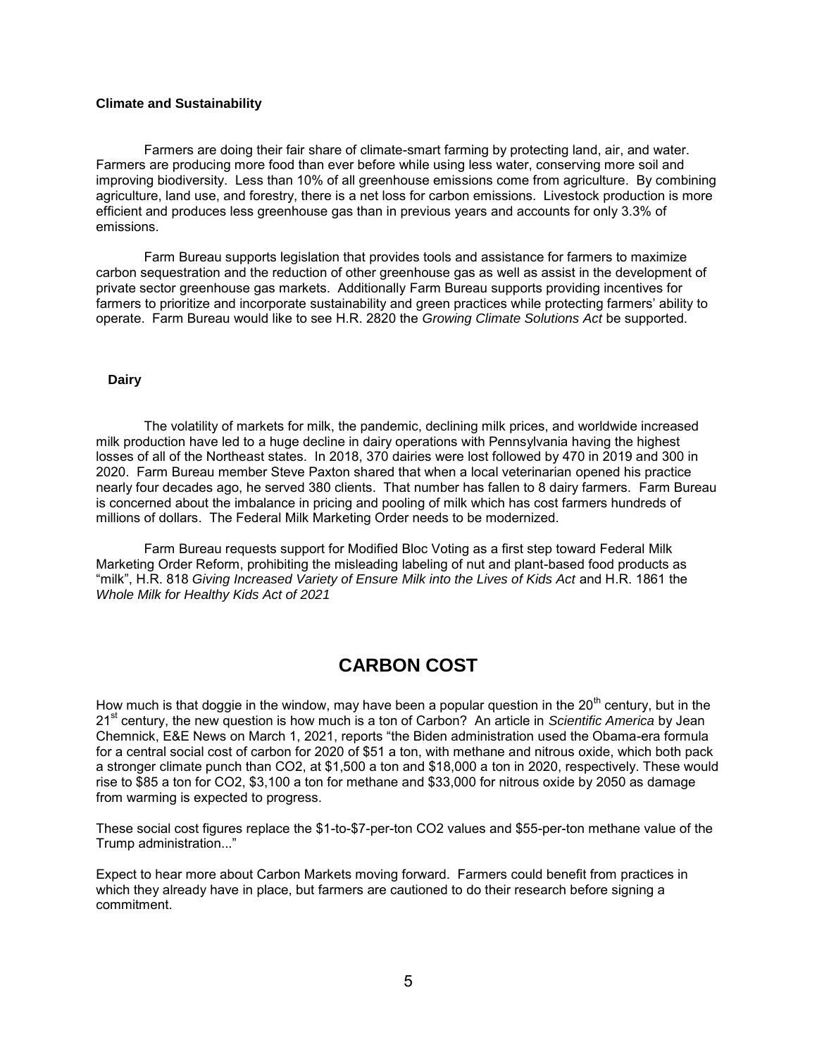### Climate and Sustainability

Farmers are doing their fair share of climate-smart farming by protecting land, air, and water. Farmers are producing more food than ever before while using less water, conserving more soil and improving biodiversity. Less than 10% of all greenhouse emissions come from agriculture. By combining agriculture, land use, and forestry, there is a net loss for carbon emissions. Livestock production is more efficient and produces less greenhouse gas than in previous years and accounts for only 3.3% of emissions.

Farm Bureau supports legislation that provides tools and assistance for farmers to maximize carbon sequestration and the reduction of other greenhouse gas as well as assist in the development of private sector greenhouse gas markets. Additionally Farm Bureau supports providing incentives for farmers to prioritize and incorporate sustainability and green practices while protecting farmers' ability to operate. Farm Bureau would like to see H.R. 2820 the *Growing Climate Solutions Act* be supported.

### Dairy

The volatility of markets for milk, the pandemic, declining milk prices, and worldwide increased milk production have led to a huge decline in dairy operations with Pennsylvania having the highest losses of all of the Northeast states. In 2018, 370 dairies were lost followed by 470 in 2019 and 300 in 2020. Farm Bureau member Steve Paxton shared that when a local veterinarian opened his practice nearly four decades ago, he served 380 clients. That number has fallen to 8 dairy farmers. Farm Bureau is concerned about the imbalance in pricing and pooling of milk which has cost farmers hundreds of millions of dollars. The Federal Milk Marketing Order needs to be modernized.

Farm Bureau requests support for Modified Bloc Voting as a first step toward Federal Milk Marketing Order Reform, prohibiting the misleading labeling of nut and plant-based food products as "milk", H.R. 818 *Giving Increased Variety of Ensure Milk into the Lives of Kids Act* and H.R. 1861 the *Whole Milk for Healthy Kids Act of 2021*

## CARBON COST

How much is that doggie in the window, may have been a popular question in the 20th century, but in the 21st century, the new question is how much is a ton of Carbon? An article in *Scientific America* by Jean Chemnick, E&E News on March 1, 2021, reports "the Biden administration used the Obama-era formula for a central social cost of carbon for 2020 of $51 a ton, with methane and nitrous oxide, which both pack a stronger climate punch than CO2, at $1,500 a ton and $18,000 a ton in 2020, respectively. These would rise to $85 a ton for CO2, $3,100 a ton for methane and $33,000 for nitrous oxide by 2050 as damage from warming is expected to progress.

These social cost figures replace the $1-to-$7-per-ton CO2 values and $55-per-ton methane value of the Trump administration..."

Expect to hear more about Carbon Markets moving forward. Farmers could benefit from practices in which they already have in place, but farmers are cautioned to do their research before signing a commitment.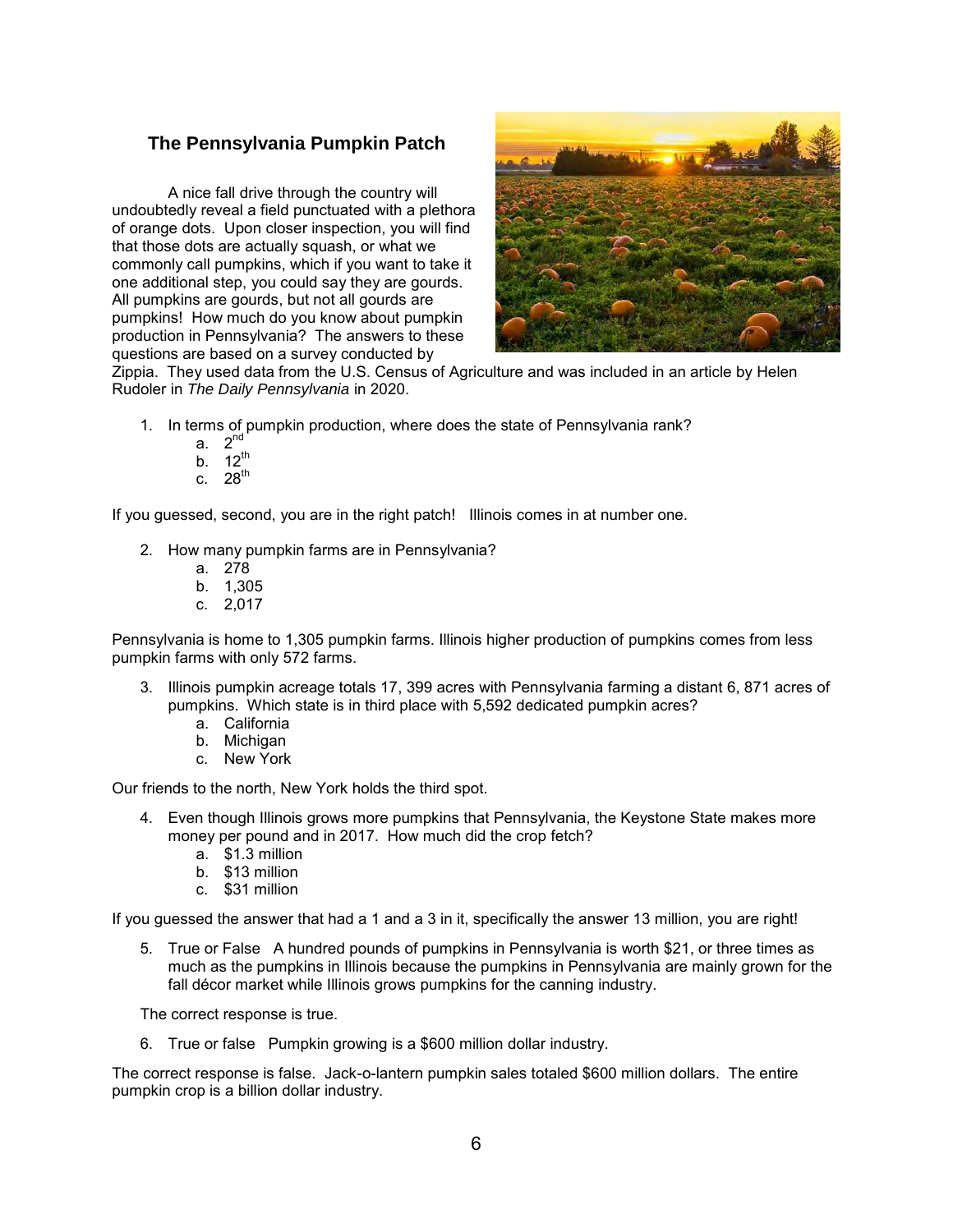## The Pennsylvania Pumpkin Patch

A nice fall drive through the country will undoubtedly reveal a field punctuated with a plethora of orange dots. Upon closer inspection, you will find that those dots are actually squash, or what we commonly call pumpkins, which if you want to take it one additional step, you could say they are gourds. All pumpkins are gourds, but not all gourds are pumpkins! How much do you know about pumpkin production in Pennsylvania? The answers to these questions are based on a survey conducted by Zippia. They used data from the U.S. Census of Agriculture and was included in an article by Helen Rudoler in *The Daily Pennsylvania* in 2020.

1. In terms of pumpkin production, where does the state of Pennsylvania rank?
   a. 2nd
   b. 12th
   c. 28th

If you guessed, second, you are in the right patch! Illinois comes in at number one.

2. How many pumpkin farms are in Pennsylvania?
   a. 278
   b. 1,305
   c. 2,017

Pennsylvania is home to 1,305 pumpkin farms. Illinois higher production of pumpkins comes from less pumpkin farms with only 572 farms.

3. Illinois pumpkin acreage totals 17, 399 acres with Pennsylvania farming a distant 6, 871 acres of pumpkins. Which state is in third place with 5,592 dedicated pumpkin acres?
   a. California
   b. Michigan
   c. New York

Our friends to the north, New York holds the third spot.

4. Even though Illinois grows more pumpkins that Pennsylvania, the Keystone State makes more money per pound and in 2017. How much did the crop fetch?
   a. $1.3 million
   b. $13 million
   c. $31 million

If you guessed the answer that had a 1 and a 3 in it, specifically the answer 13 million, you are right!

5. True or False A hundred pounds of pumpkins in Pennsylvania is worth $21, or three times as much as the pumpkins in Illinois because the pumpkins in Pennsylvania are mainly grown for the fall décor market while Illinois grows pumpkins for the canning industry.

The correct response is true.

6. True or false Pumpkin growing is a $600 million dollar industry.

The correct response is false. Jack-o-lantern pumpkin sales totaled $600 million dollars. The entire pumpkin crop is a billion dollar industry.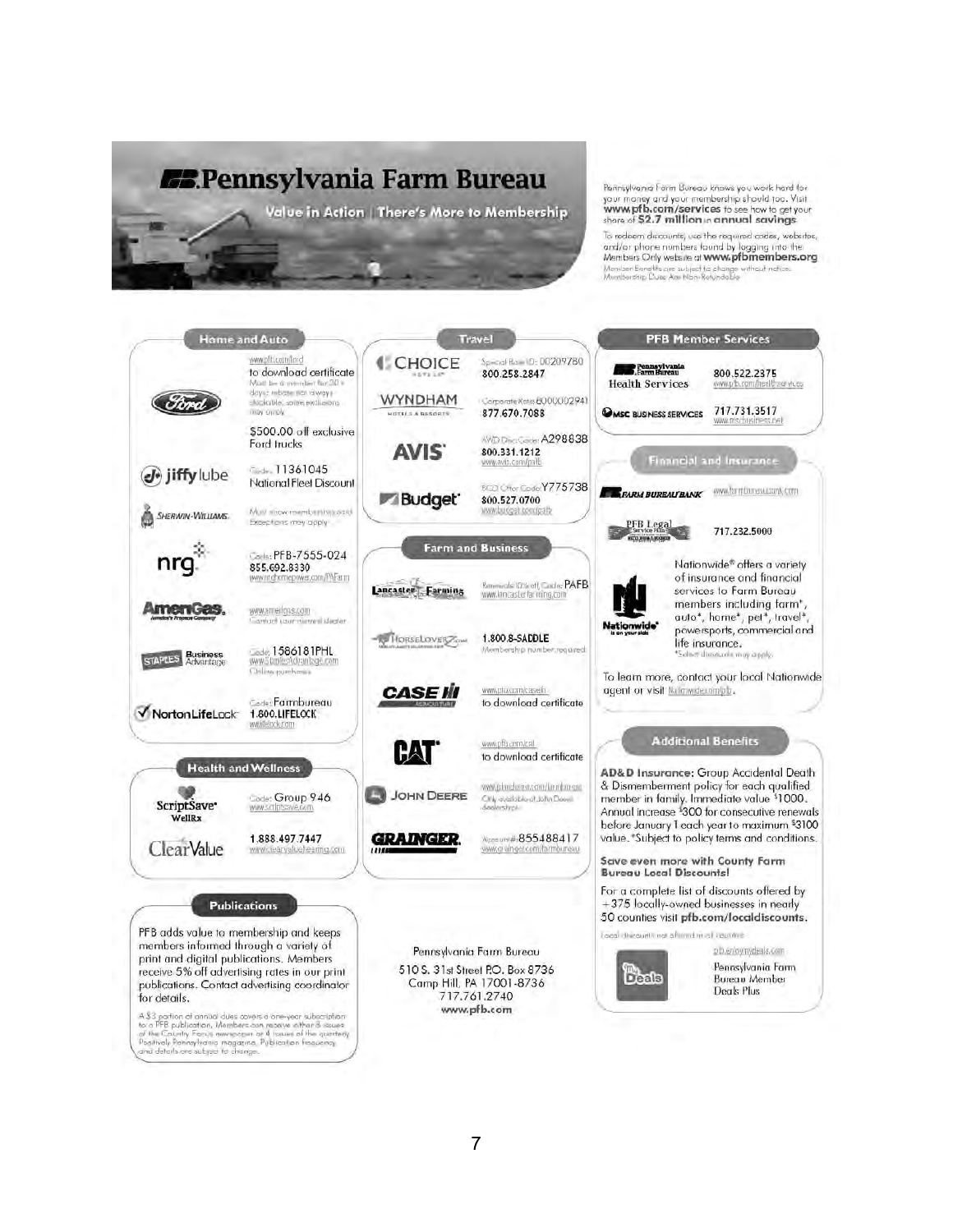# Pennsylvania Farm Bureau

**Value in Action | There's More to Membership**

Pennsylvania Farm Bureau knows you work hard for your money and your membership should too. Visit **www.pfb.com/services** to see how to get your share of **$2.7 million in annual savings**.

To redeem discounts, use the required codes, websites, and/or phone numbers found by logging into the Members Only website at **www.pfbmembers.org**

Member Benefits are subject to change without notice. Membership Dues Are Non-Refundable

## Home and Auto

**Ford** — www.pfb.com/ford to download certificate. Must be a member for 30+ days; rebate not always stackable, some exclusions may apply. $500.00 off exclusive Ford trucks

**Jiffy Lube** — Code: 11361045 National Fleet Discount

**Sherwin-Williams** — Must show membership card. Exceptions may apply.

**nrg** — Code: PFB-7555-024 855.692.8330 www.nrghomepower.com/PAFarm

**AmeriGas** — www.amerigas.com Contact your nearest dealer

**Staples Business Advantage** — Code: 1586181PHL www.StaplesAdvantage.com Online purchases

**Norton LifeLock** — Code: Farmbureau 1.800.LIFELOCK www.lifelock.com

## Health and Wellness

**ScriptSave WellRx** — Code: Group 946 www.scriptsave.com

**ClearValue** — 1.888.497.7447 www.clearvaluehearing.com

## Publications

PFB adds value to membership and keeps members informed through a variety of print and digital publications. Members receive 5% off advertising rates in our print publications. Contact advertising coordinator for details.

A $3 portion of annual dues covers a one-year subscription to a PFB publication. Members can receive either 8 issues of the Country Focus newspaper or 4 issues of the quarterly Positively Pennsylvania magazine. Publication frequency and details are subject to change.

## Travel

**Choice Hotels** — Special Rate ID: 00209780 800.258.2847

**Wyndham Hotels & Resorts** — Corporate Rate 8000002941 877.670.7088

**AVIS** — AWD Disc Code: A298838 800.331.1212 www.avis.com/pfb

**Budget** — BCD Offer Code Y775738 800.527.0700 www.budget.com/pfb

## Farm and Business

**Lancaster Farming** — Renewals Discount Code: PAFB www.lancasterfarming.com

**HorseLoverZ.com** — 1.800.8-SADDLE Membership number required

**Case IH Agriculture** — www.plus.com/caseih to download certificate

**CAT** — www.pfb.com/cat to download certificate

**John Deere** — www.johndeere.com/farmbureau Only available at John Deere dealerships

**Grainger** — Account #855488417 www.grainger.com/farmbureau

Pennsylvania Farm Bureau
510 S. 31st Street P.O. Box 8736
Camp Hill, PA 17001-8736
717.761.2740
**www.pfb.com**

## PFB Member Services

**Pennsylvania Farm Bureau Health Services** — 800.522.2375 www.pfb.com/healthservices

**MSC Business Services** — 717.731.3517 www.mscbusiness.net

## Financial and Insurance

**Farm Bureau Bank** — www.farmbureaubank.com

**PFB Legal Service Plan** — 717.232.5000

**Nationwide** — Nationwide® offers a variety of insurance and financial services to Farm Bureau members including farm*, auto*, home*, pet*, travel*, powersports, commercial and life insurance.
*Select discounts may apply.

To learn more, contact your local Nationwide agent or visit Nationwide.com/pfb.

## Additional Benefits

**AD&D Insurance:** Group Accidental Death & Dismemberment policy for each qualified member in family. Immediate value $1000. Annual increase $300 for consecutive renewals before January 1 each year to maximum $3100 value. *Subject to policy terms and conditions.

**Save even more with County Farm Bureau Local Discounts!**

For a complete list of discounts offered by +375 locally-owned businesses in nearly 50 counties visit **pfb.com/localdiscounts.**

Local discounts not offered in all counties.

**My Deals** — pfb.enjoymydeals.com Pennsylvania Farm Bureau Member Deals Plus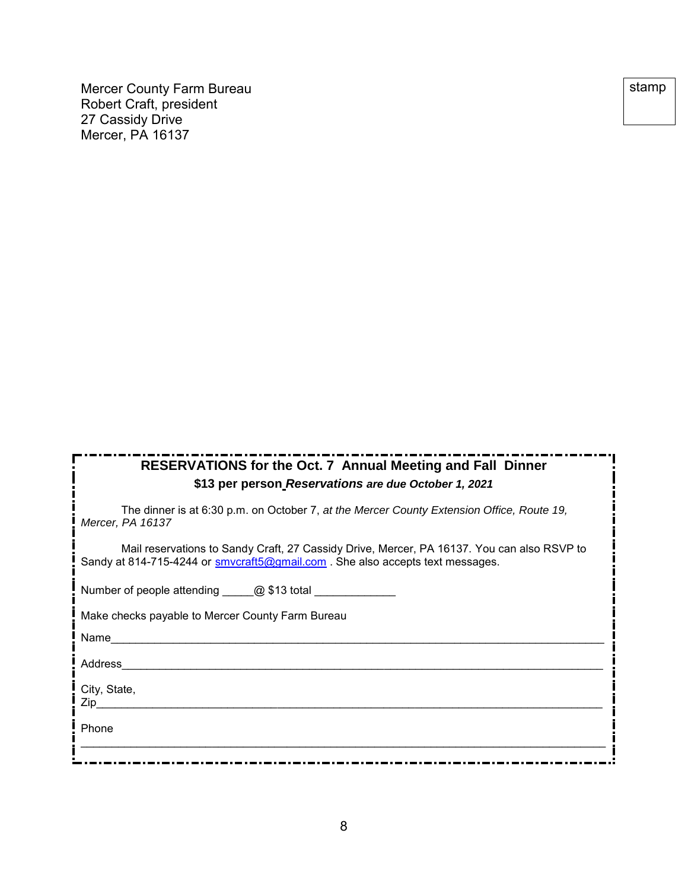Mercer County Farm Bureau
Robert Craft, president
27 Cassidy Drive
Mercer, PA 16137

stamp

## RESERVATIONS for the Oct. 7 Annual Meeting and Fall Dinner

**$13 per person** ***Reservations*** ***are due October 1, 2021***

The dinner is at 6:30 p.m. on October 7, *at the Mercer County Extension Office, Route 19, Mercer, PA 16137*

Mail reservations to Sandy Craft, 27 Cassidy Drive, Mercer, PA 16137. You can also RSVP to Sandy at 814-715-4244 or smvcraft5@gmail.com . She also accepts text messages.

Number of people attending _____@ $13 total _____________

Make checks payable to Mercer County Farm Bureau

Name_______________________________________________________________________________

Address_____________________________________________________________________________

City, State, Zip_______________________________________________________________________

Phone
_______________________________________________________________________________